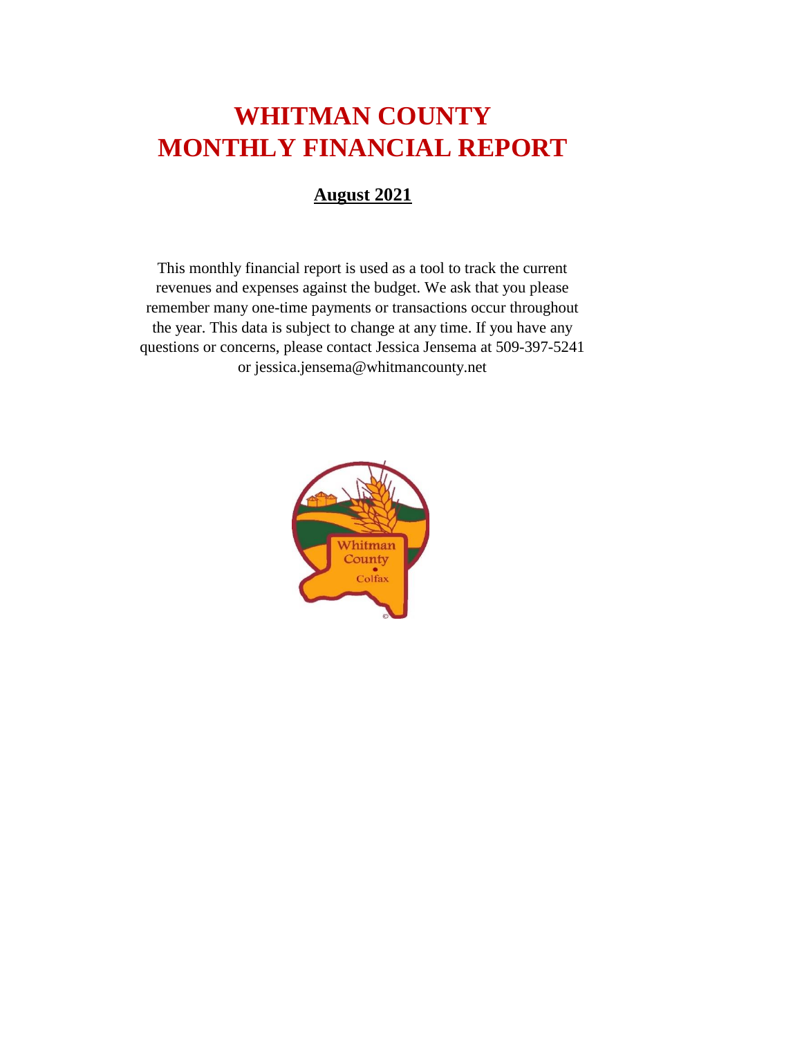# WHITMAN COUNTY
# MONTHLY FINANCIAL REPORT

**August 2021**

This monthly financial report is used as a tool to track the current revenues and expenses against the budget. We ask that you please remember many one-time payments or transactions occur throughout the year. This data is subject to change at any time. If you have any questions or concerns, please contact Jessica Jensema at 509-397-5241 or jessica.jensema@whitmancounty.net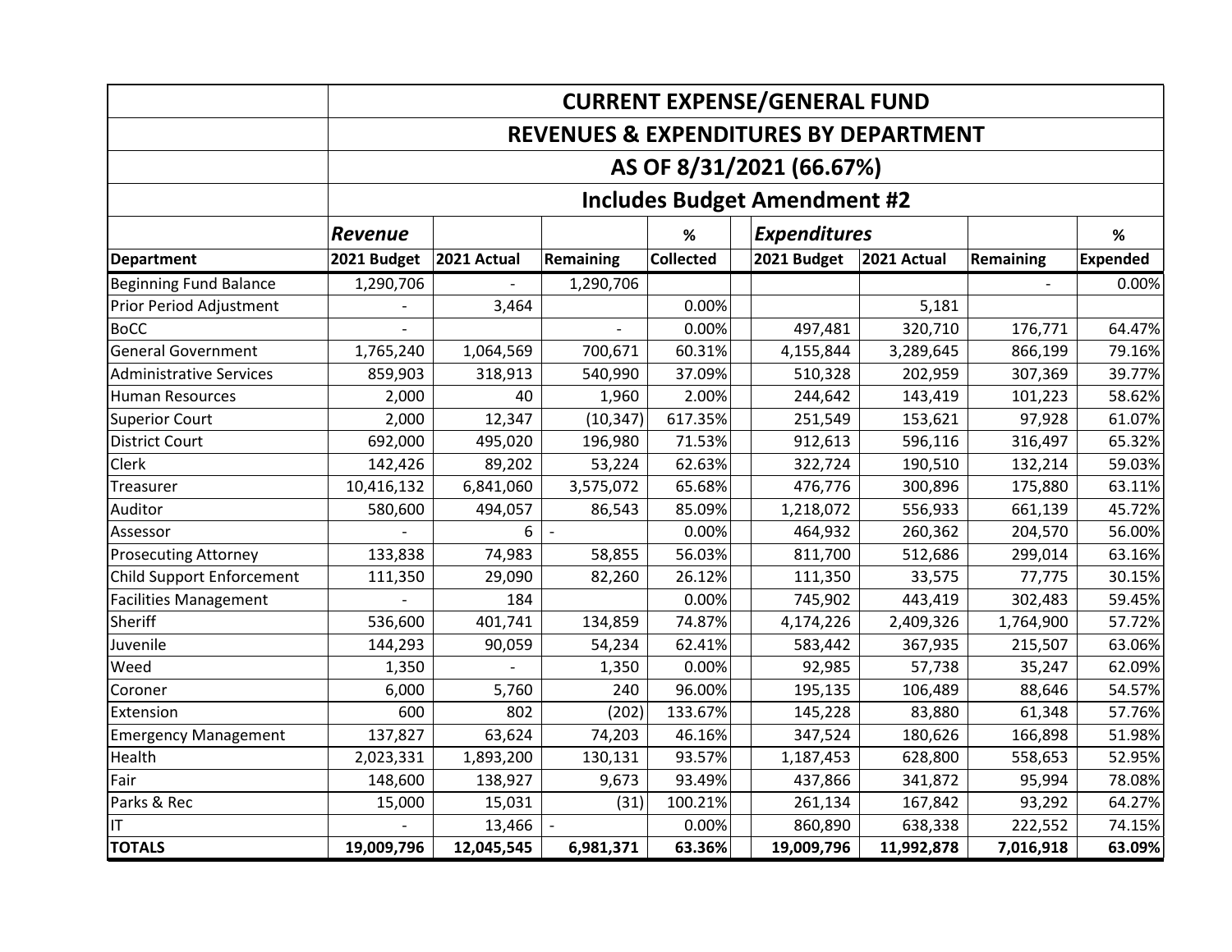| | CURRENT EXPENSE/GENERAL FUND | | | | | | | | |
|---|---|---|---|---|---|---|---|---|---|
| | REVENUES & EXPENDITURES BY DEPARTMENT | | | | | | | | |
| | AS OF 8/31/2021 (66.67%) | | | | | | | | |
| | Includes Budget Amendment #2 | | | | | | | | |
| | ***Revenue*** | | | **%** | ***Expenditures*** | | | **%** |
| **Department** | **2021 Budget** | **2021 Actual** | **Remaining** | **Collected** | **2021 Budget** | **2021 Actual** | **Remaining** | **Expended** |
| Beginning Fund Balance | 1,290,706 | - | 1,290,706 | | | | - | 0.00% |
| Prior Period Adjustment | - | 3,464 | | 0.00% | | 5,181 | | |
| BoCC | - | | - | 0.00% | 497,481 | 320,710 | 176,771 | 64.47% |
| General Government | 1,765,240 | 1,064,569 | 700,671 | 60.31% | 4,155,844 | 3,289,645 | 866,199 | 79.16% |
| Administrative Services | 859,903 | 318,913 | 540,990 | 37.09% | 510,328 | 202,959 | 307,369 | 39.77% |
| Human Resources | 2,000 | 40 | 1,960 | 2.00% | 244,642 | 143,419 | 101,223 | 58.62% |
| Superior Court | 2,000 | 12,347 | (10,347) | 617.35% | 251,549 | 153,621 | 97,928 | 61.07% |
| District Court | 692,000 | 495,020 | 196,980 | 71.53% | 912,613 | 596,116 | 316,497 | 65.32% |
| Clerk | 142,426 | 89,202 | 53,224 | 62.63% | 322,724 | 190,510 | 132,214 | 59.03% |
| Treasurer | 10,416,132 | 6,841,060 | 3,575,072 | 65.68% | 476,776 | 300,896 | 175,880 | 63.11% |
| Auditor | 580,600 | 494,057 | 86,543 | 85.09% | 1,218,072 | 556,933 | 661,139 | 45.72% |
| Assessor | - | 6 | - | 0.00% | 464,932 | 260,362 | 204,570 | 56.00% |
| Prosecuting Attorney | 133,838 | 74,983 | 58,855 | 56.03% | 811,700 | 512,686 | 299,014 | 63.16% |
| Child Support Enforcement | 111,350 | 29,090 | 82,260 | 26.12% | 111,350 | 33,575 | 77,775 | 30.15% |
| Facilities Management | - | 184 | | 0.00% | 745,902 | 443,419 | 302,483 | 59.45% |
| Sheriff | 536,600 | 401,741 | 134,859 | 74.87% | 4,174,226 | 2,409,326 | 1,764,900 | 57.72% |
| Juvenile | 144,293 | 90,059 | 54,234 | 62.41% | 583,442 | 367,935 | 215,507 | 63.06% |
| Weed | 1,350 | - | 1,350 | 0.00% | 92,985 | 57,738 | 35,247 | 62.09% |
| Coroner | 6,000 | 5,760 | 240 | 96.00% | 195,135 | 106,489 | 88,646 | 54.57% |
| Extension | 600 | 802 | (202) | 133.67% | 145,228 | 83,880 | 61,348 | 57.76% |
| Emergency Management | 137,827 | 63,624 | 74,203 | 46.16% | 347,524 | 180,626 | 166,898 | 51.98% |
| Health | 2,023,331 | 1,893,200 | 130,131 | 93.57% | 1,187,453 | 628,800 | 558,653 | 52.95% |
| Fair | 148,600 | 138,927 | 9,673 | 93.49% | 437,866 | 341,872 | 95,994 | 78.08% |
| Parks & Rec | 15,000 | 15,031 | (31) | 100.21% | 261,134 | 167,842 | 93,292 | 64.27% |
| IT | - | 13,466 | - | 0.00% | 860,890 | 638,338 | 222,552 | 74.15% |
| **TOTALS** | **19,009,796** | **12,045,545** | **6,981,371** | **63.36%** | **19,009,796** | **11,992,878** | **7,016,918** | **63.09%** |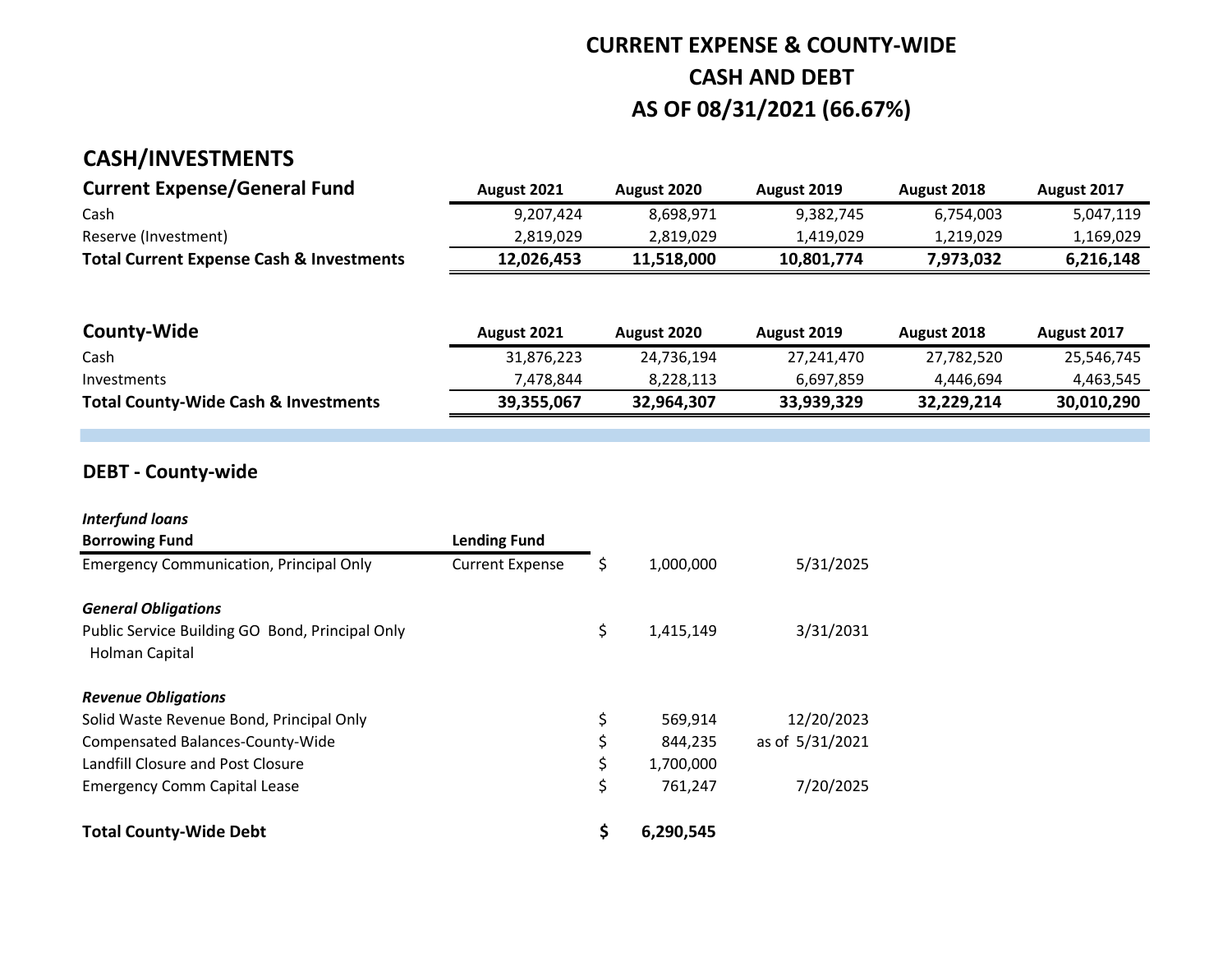# CURRENT EXPENSE & COUNTY-WIDE
# CASH AND DEBT
# AS OF 08/31/2021 (66.67%)

## CASH/INVESTMENTS

| **Current Expense/General Fund** | **August 2021** | **August 2020** | **August 2019** | **August 2018** | **August 2017** |
|---|---|---|---|---|---|
| Cash | 9,207,424 | 8,698,971 | 9,382,745 | 6,754,003 | 5,047,119 |
| Reserve (Investment) | 2,819,029 | 2,819,029 | 1,419,029 | 1,219,029 | 1,169,029 |
| **Total Current Expense Cash & Investments** | **12,026,453** | **11,518,000** | **10,801,774** | **7,973,032** | **6,216,148** |

| **County-Wide** | **August 2021** | **August 2020** | **August 2019** | **August 2018** | **August 2017** |
|---|---|---|---|---|---|
| Cash | 31,876,223 | 24,736,194 | 27,241,470 | 27,782,520 | 25,546,745 |
| Investments | 7,478,844 | 8,228,113 | 6,697,859 | 4,446,694 | 4,463,545 |
| **Total County-Wide Cash & Investments** | **39,355,067** | **32,964,307** | **33,939,329** | **32,229,214** | **30,010,290** |

## DEBT - County-wide

| | | | |
|---|---|---|---|
| ***Interfund loans*** | | | |
| **Borrowing Fund** | **Lending Fund** | | |
| Emergency Communication, Principal Only | Current Expense | $ 1,000,000 | 5/31/2025 |
| ***General Obligations*** | | | |
| Public Service Building GO Bond, Principal Only<br>Holman Capital | | $ 1,415,149 | 3/31/2031 |
| ***Revenue Obligations*** | | | |
| Solid Waste Revenue Bond, Principal Only | | $ 569,914 | 12/20/2023 |
| Compensated Balances-County-Wide | | $ 844,235 | as of 5/31/2021 |
| Landfill Closure and Post Closure | | $ 1,700,000 | |
| Emergency Comm Capital Lease | | $ 761,247 | 7/20/2025 |
| **Total County-Wide Debt** | | **$ 6,290,545** | |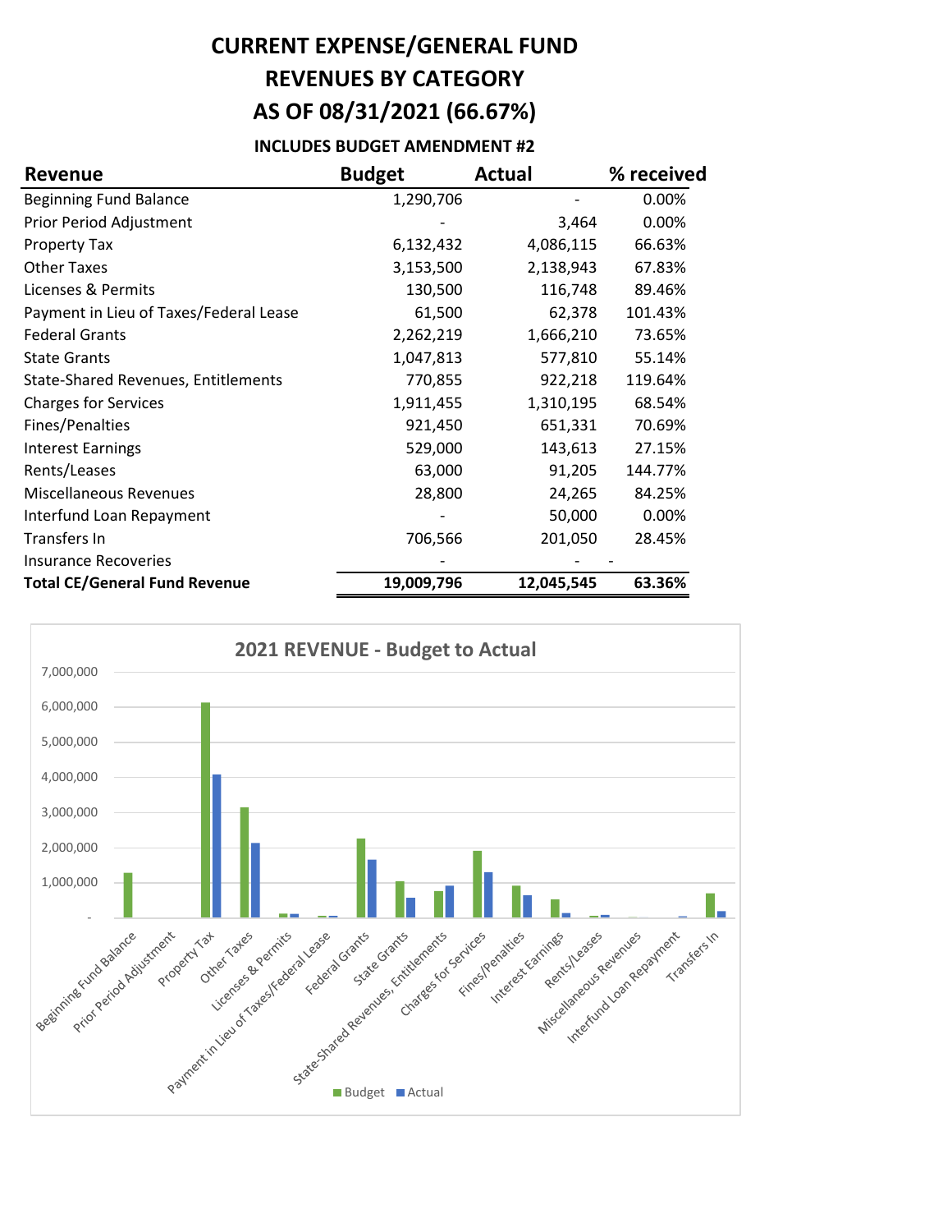# CURRENT EXPENSE/GENERAL FUND
# REVENUES BY CATEGORY
# AS OF 08/31/2021 (66.67%)

**INCLUDES BUDGET AMENDMENT #2**

| Revenue | Budget | Actual | % received |
|---|---|---|---|
| Beginning Fund Balance | 1,290,706 | - | 0.00% |
| Prior Period Adjustment | - | 3,464 | 0.00% |
| Property Tax | 6,132,432 | 4,086,115 | 66.63% |
| Other Taxes | 3,153,500 | 2,138,943 | 67.83% |
| Licenses & Permits | 130,500 | 116,748 | 89.46% |
| Payment in Lieu of Taxes/Federal Lease | 61,500 | 62,378 | 101.43% |
| Federal Grants | 2,262,219 | 1,666,210 | 73.65% |
| State Grants | 1,047,813 | 577,810 | 55.14% |
| State-Shared Revenues, Entitlements | 770,855 | 922,218 | 119.64% |
| Charges for Services | 1,911,455 | 1,310,195 | 68.54% |
| Fines/Penalties | 921,450 | 651,331 | 70.69% |
| Interest Earnings | 529,000 | 143,613 | 27.15% |
| Rents/Leases | 63,000 | 91,205 | 144.77% |
| Miscellaneous Revenues | 28,800 | 24,265 | 84.25% |
| Interfund Loan Repayment | - | 50,000 | 0.00% |
| Transfers In | 706,566 | 201,050 | 28.45% |
| Insurance Recoveries | - | - | - |
| **Total CE/General Fund Revenue** | **19,009,796** | **12,045,545** | **63.36%** |

**2021 REVENUE - Budget to Actual**

| Category | Budget | Actual |
|---|---|---|
| Beginning Fund Balance | 1,290,706 | - |
| Prior Period Adjustment | - | 3,464 |
| Property Tax | 6,132,432 | 4,086,115 |
| Other Taxes | 3,153,500 | 2,138,943 |
| Licenses & Permits | 130,500 | 116,748 |
| Payment in Lieu of Taxes/Federal Lease | 61,500 | 62,378 |
| Federal Grants | 2,262,219 | 1,666,210 |
| State Grants | 1,047,813 | 577,810 |
| State-Shared Revenues, Entitlements | 770,855 | 922,218 |
| Charges for Services | 1,911,455 | 1,310,195 |
| Fines/Penalties | 921,450 | 651,331 |
| Interest Earnings | 529,000 | 143,613 |
| Rents/Leases | 63,000 | 91,205 |
| Miscellaneous Revenues | 28,800 | 24,265 |
| Interfund Loan Repayment | - | 50,000 |
| Transfers In | 706,566 | 201,050 |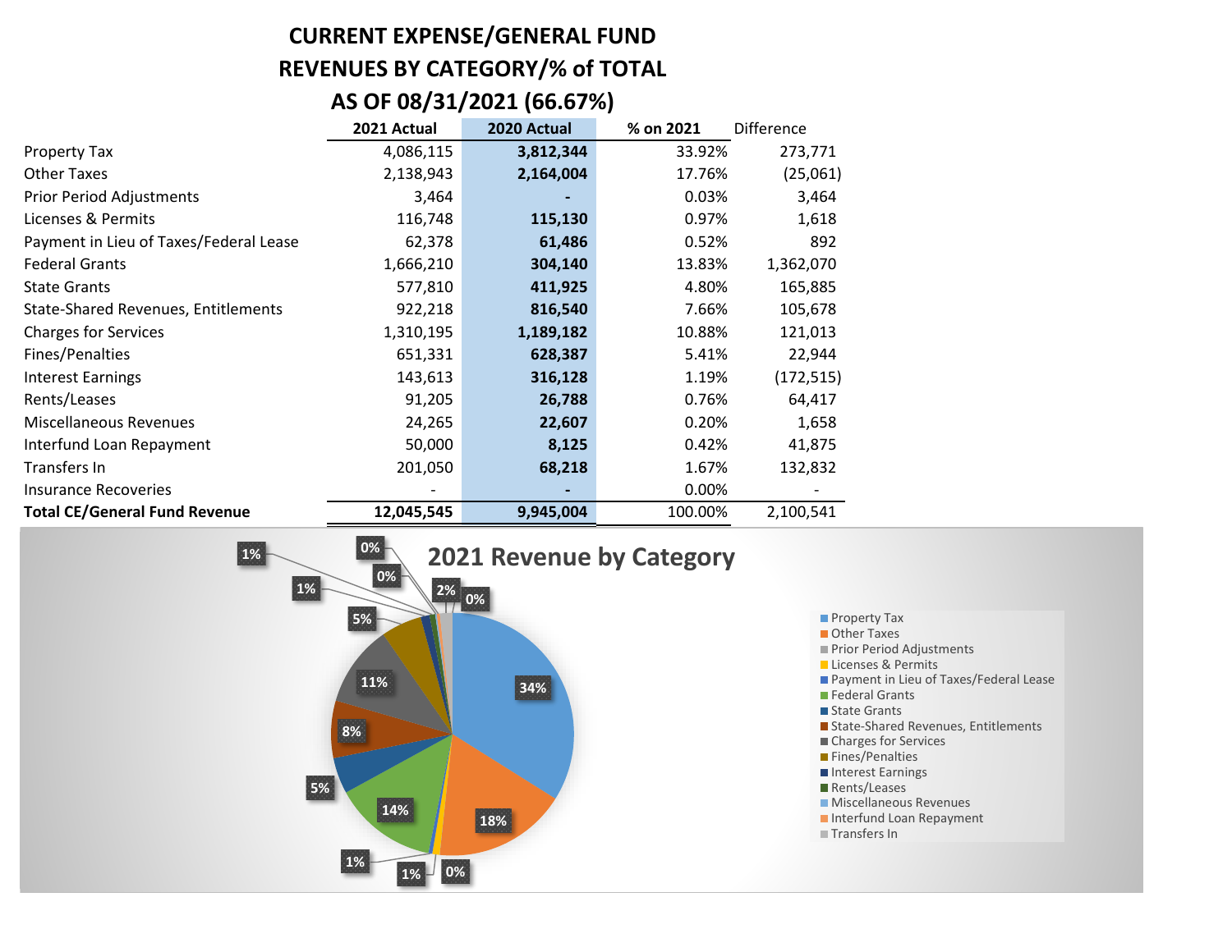# CURRENT EXPENSE/GENERAL FUND
# REVENUES BY CATEGORY/% of TOTAL
# AS OF 08/31/2021 (66.67%)

| | 2021 Actual | 2020 Actual | % on 2021 | Difference |
|---|---|---|---|---|
| Property Tax | 4,086,115 | **3,812,344** | 33.92% | 273,771 |
| Other Taxes | 2,138,943 | **2,164,004** | 17.76% | (25,061) |
| Prior Period Adjustments | 3,464 | **-** | 0.03% | 3,464 |
| Licenses & Permits | 116,748 | **115,130** | 0.97% | 1,618 |
| Payment in Lieu of Taxes/Federal Lease | 62,378 | **61,486** | 0.52% | 892 |
| Federal Grants | 1,666,210 | **304,140** | 13.83% | 1,362,070 |
| State Grants | 577,810 | **411,925** | 4.80% | 165,885 |
| State-Shared Revenues, Entitlements | 922,218 | **816,540** | 7.66% | 105,678 |
| Charges for Services | 1,310,195 | **1,189,182** | 10.88% | 121,013 |
| Fines/Penalties | 651,331 | **628,387** | 5.41% | 22,944 |
| Interest Earnings | 143,613 | **316,128** | 1.19% | (172,515) |
| Rents/Leases | 91,205 | **26,788** | 0.76% | 64,417 |
| Miscellaneous Revenues | 24,265 | **22,607** | 0.20% | 1,658 |
| Interfund Loan Repayment | 50,000 | **8,125** | 0.42% | 41,875 |
| Transfers In | 201,050 | **68,218** | 1.67% | 132,832 |
| Insurance Recoveries | - | **-** | 0.00% | - |
| **Total CE/General Fund Revenue** | **12,045,545** | **9,945,004** | 100.00% | 2,100,541 |

## 2021 Revenue by Category

| Category | % |
|---|---|
| Property Tax | 34% |
| Other Taxes | 18% |
| Prior Period Adjustments | 0% |
| Licenses & Permits | 1% |
| Payment in Lieu of Taxes/Federal Lease | 1% |
| Federal Grants | 14% |
| State Grants | 5% |
| State-Shared Revenues, Entitlements | 8% |
| Charges for Services | 11% |
| Fines/Penalties | 5% |
| Interest Earnings | 1% |
| Rents/Leases | 1% |
| Miscellaneous Revenues | 0% |
| Interfund Loan Repayment | 0% |
| Transfers In | 2% |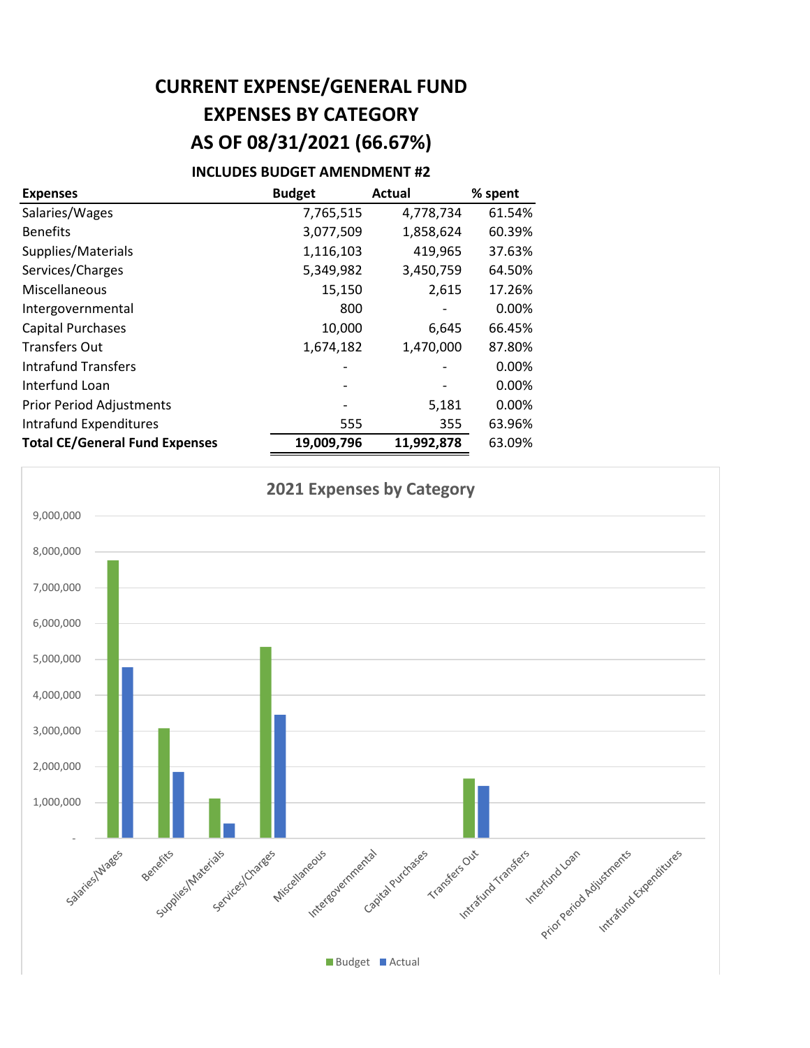# CURRENT EXPENSE/GENERAL FUND
# EXPENSES BY CATEGORY
# AS OF 08/31/2021 (66.67%)

### INCLUDES BUDGET AMENDMENT #2

| Expenses | Budget | Actual | % spent |
|---|---|---|---|
| Salaries/Wages | 7,765,515 | 4,778,734 | 61.54% |
| Benefits | 3,077,509 | 1,858,624 | 60.39% |
| Supplies/Materials | 1,116,103 | 419,965 | 37.63% |
| Services/Charges | 5,349,982 | 3,450,759 | 64.50% |
| Miscellaneous | 15,150 | 2,615 | 17.26% |
| Intergovernmental | 800 | - | 0.00% |
| Capital Purchases | 10,000 | 6,645 | 66.45% |
| Transfers Out | 1,674,182 | 1,470,000 | 87.80% |
| Intrafund Transfers | - | - | 0.00% |
| Interfund Loan | - | - | 0.00% |
| Prior Period Adjustments | - | 5,181 | 0.00% |
| Intrafund Expenditures | 555 | 355 | 63.96% |
| **Total CE/General Fund Expenses** | **19,009,796** | **11,992,878** | 63.09% |

**2021 Expenses by Category**

| Category | Budget | Actual |
|---|---|---|
| Salaries/Wages | 7,765,515 | 4,778,734 |
| Benefits | 3,077,509 | 1,858,624 |
| Supplies/Materials | 1,116,103 | 419,965 |
| Services/Charges | 5,349,982 | 3,450,759 |
| Miscellaneous | 15,150 | 2,615 |
| Intergovernmental | 800 | - |
| Capital Purchases | 10,000 | 6,645 |
| Transfers Out | 1,674,182 | 1,470,000 |
| Intrafund Transfers | - | - |
| Interfund Loan | - | - |
| Prior Period Adjustments | - | 5,181 |
| Intrafund Expenditures | 555 | 355 |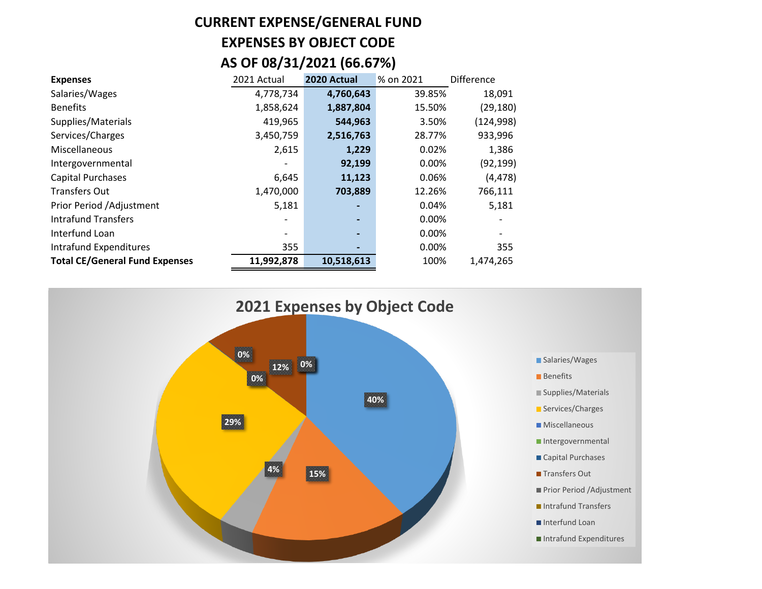# CURRENT EXPENSE/GENERAL FUND
# EXPENSES BY OBJECT CODE
# AS OF 08/31/2021 (66.67%)

| Expenses | 2021 Actual | 2020 Actual | % on 2021 | Difference |
|---|---|---|---|---|
| Salaries/Wages | 4,778,734 | **4,760,643** | 39.85% | 18,091 |
| Benefits | 1,858,624 | **1,887,804** | 15.50% | (29,180) |
| Supplies/Materials | 419,965 | **544,963** | 3.50% | (124,998) |
| Services/Charges | 3,450,759 | **2,516,763** | 28.77% | 933,996 |
| Miscellaneous | 2,615 | **1,229** | 0.02% | 1,386 |
| Intergovernmental | - | **92,199** | 0.00% | (92,199) |
| Capital Purchases | 6,645 | **11,123** | 0.06% | (4,478) |
| Transfers Out | 1,470,000 | **703,889** | 12.26% | 766,111 |
| Prior Period /Adjustment | 5,181 | **-** | 0.04% | 5,181 |
| Intrafund Transfers | - | **-** | 0.00% | - |
| Interfund Loan | - | **-** | 0.00% | - |
| Intrafund Expenditures | 355 | **-** | 0.00% | 355 |
| **Total CE/General Fund Expenses** | **11,992,878** | **10,518,613** | 100% | 1,474,265 |

## 2021 Expenses by Object Code

| Category | Share |
|---|---|
| Salaries/Wages | 40% |
| Benefits | 15% |
| Supplies/Materials | 4% |
| Services/Charges | 29% |
| Transfers Out | 12% |

Other data labels shown on the chart: 0%, 0%, 0%

Legend: Salaries/Wages, Benefits, Supplies/Materials, Services/Charges, Miscellaneous, Intergovernmental, Capital Purchases, Transfers Out, Prior Period /Adjustment, Intrafund Transfers, Interfund Loan, Intrafund Expenditures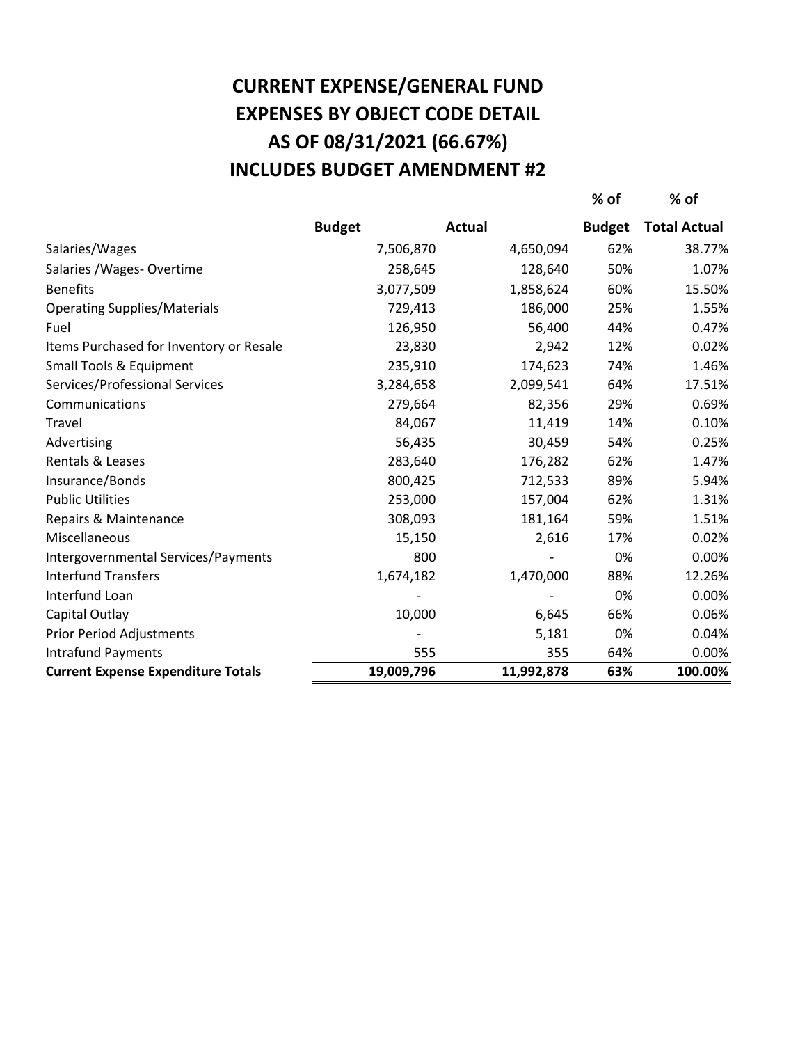# CURRENT EXPENSE/GENERAL FUND
# EXPENSES BY OBJECT CODE DETAIL
# AS OF 08/31/2021 (66.67%)
# INCLUDES BUDGET AMENDMENT #2

| | Budget | Actual | % of Budget | % of Total Actual |
|---|---|---|---|---|
| Salaries/Wages | 7,506,870 | 4,650,094 | 62% | 38.77% |
| Salaries /Wages- Overtime | 258,645 | 128,640 | 50% | 1.07% |
| Benefits | 3,077,509 | 1,858,624 | 60% | 15.50% |
| Operating Supplies/Materials | 729,413 | 186,000 | 25% | 1.55% |
| Fuel | 126,950 | 56,400 | 44% | 0.47% |
| Items Purchased for Inventory or Resale | 23,830 | 2,942 | 12% | 0.02% |
| Small Tools & Equipment | 235,910 | 174,623 | 74% | 1.46% |
| Services/Professional Services | 3,284,658 | 2,099,541 | 64% | 17.51% |
| Communications | 279,664 | 82,356 | 29% | 0.69% |
| Travel | 84,067 | 11,419 | 14% | 0.10% |
| Advertising | 56,435 | 30,459 | 54% | 0.25% |
| Rentals & Leases | 283,640 | 176,282 | 62% | 1.47% |
| Insurance/Bonds | 800,425 | 712,533 | 89% | 5.94% |
| Public Utilities | 253,000 | 157,004 | 62% | 1.31% |
| Repairs & Maintenance | 308,093 | 181,164 | 59% | 1.51% |
| Miscellaneous | 15,150 | 2,616 | 17% | 0.02% |
| Intergovernmental Services/Payments | 800 | - | 0% | 0.00% |
| Interfund Transfers | 1,674,182 | 1,470,000 | 88% | 12.26% |
| Interfund Loan | - | - | 0% | 0.00% |
| Capital Outlay | 10,000 | 6,645 | 66% | 0.06% |
| Prior Period Adjustments | - | 5,181 | 0% | 0.04% |
| Intrafund Payments | 555 | 355 | 64% | 0.00% |
| **Current Expense Expenditure Totals** | **19,009,796** | **11,992,878** | **63%** | **100.00%** |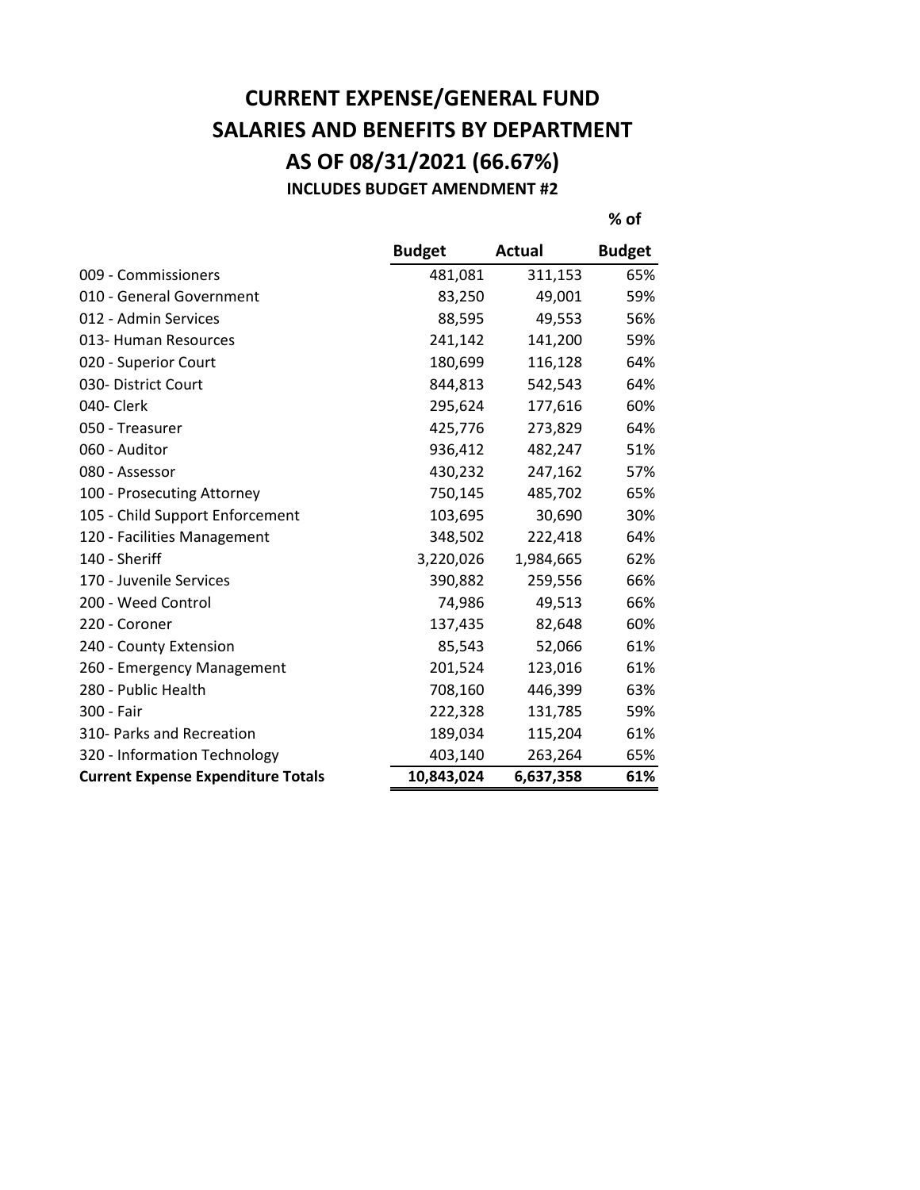# CURRENT EXPENSE/GENERAL FUND
# SALARIES AND BENEFITS BY DEPARTMENT
# AS OF 08/31/2021 (66.67%)
### INCLUDES BUDGET AMENDMENT #2

| | Budget | Actual | % of Budget |
|---|---|---|---|
| 009 - Commissioners | 481,081 | 311,153 | 65% |
| 010 - General Government | 83,250 | 49,001 | 59% |
| 012 - Admin Services | 88,595 | 49,553 | 56% |
| 013- Human Resources | 241,142 | 141,200 | 59% |
| 020 - Superior Court | 180,699 | 116,128 | 64% |
| 030- District Court | 844,813 | 542,543 | 64% |
| 040- Clerk | 295,624 | 177,616 | 60% |
| 050 - Treasurer | 425,776 | 273,829 | 64% |
| 060 - Auditor | 936,412 | 482,247 | 51% |
| 080 - Assessor | 430,232 | 247,162 | 57% |
| 100 - Prosecuting Attorney | 750,145 | 485,702 | 65% |
| 105 - Child Support Enforcement | 103,695 | 30,690 | 30% |
| 120 - Facilities Management | 348,502 | 222,418 | 64% |
| 140 - Sheriff | 3,220,026 | 1,984,665 | 62% |
| 170 - Juvenile Services | 390,882 | 259,556 | 66% |
| 200 - Weed Control | 74,986 | 49,513 | 66% |
| 220 - Coroner | 137,435 | 82,648 | 60% |
| 240 - County Extension | 85,543 | 52,066 | 61% |
| 260 - Emergency Management | 201,524 | 123,016 | 61% |
| 280 - Public Health | 708,160 | 446,399 | 63% |
| 300 - Fair | 222,328 | 131,785 | 59% |
| 310- Parks and Recreation | 189,034 | 115,204 | 61% |
| 320 - Information Technology | 403,140 | 263,264 | 65% |
| **Current Expense Expenditure Totals** | **10,843,024** | **6,637,358** | **61%** |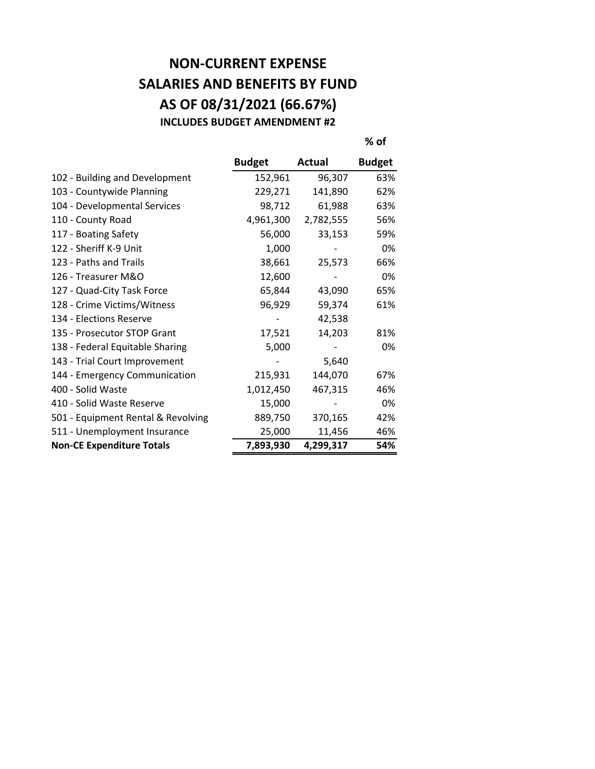# NON-CURRENT EXPENSE
# SALARIES AND BENEFITS BY FUND
# AS OF 08/31/2021 (66.67%)

**INCLUDES BUDGET AMENDMENT #2**

| | Budget | Actual | % of Budget |
|---|---|---|---|
| 102 - Building and Development | 152,961 | 96,307 | 63% |
| 103 - Countywide Planning | 229,271 | 141,890 | 62% |
| 104 - Developmental Services | 98,712 | 61,988 | 63% |
| 110 - County Road | 4,961,300 | 2,782,555 | 56% |
| 117 - Boating Safety | 56,000 | 33,153 | 59% |
| 122 - Sheriff K-9 Unit | 1,000 | - | 0% |
| 123 - Paths and Trails | 38,661 | 25,573 | 66% |
| 126 - Treasurer M&O | 12,600 | - | 0% |
| 127 - Quad-City Task Force | 65,844 | 43,090 | 65% |
| 128 - Crime Victims/Witness | 96,929 | 59,374 | 61% |
| 134 - Elections Reserve | - | 42,538 | |
| 135 - Prosecutor STOP Grant | 17,521 | 14,203 | 81% |
| 138 - Federal Equitable Sharing | 5,000 | - | 0% |
| 143 - Trial Court Improvement | - | 5,640 | |
| 144 - Emergency Communication | 215,931 | 144,070 | 67% |
| 400 - Solid Waste | 1,012,450 | 467,315 | 46% |
| 410 - Solid Waste Reserve | 15,000 | - | 0% |
| 501 - Equipment Rental & Revolving | 889,750 | 370,165 | 42% |
| 511 - Unemployment Insurance | 25,000 | 11,456 | 46% |
| **Non-CE Expenditure Totals** | **7,893,930** | **4,299,317** | **54%** |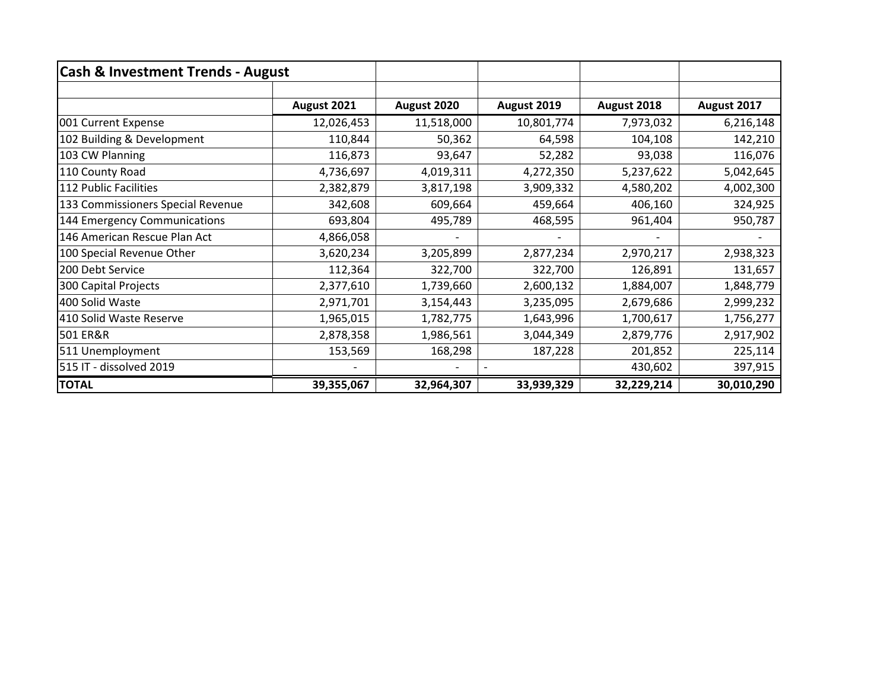| Cash & Investment Trends - August | | | | | |
|---|---|---|---|---|---|
| | August 2021 | August 2020 | August 2019 | August 2018 | August 2017 |
| 001 Current Expense | 12,026,453 | 11,518,000 | 10,801,774 | 7,973,032 | 6,216,148 |
| 102 Building & Development | 110,844 | 50,362 | 64,598 | 104,108 | 142,210 |
| 103 CW Planning | 116,873 | 93,647 | 52,282 | 93,038 | 116,076 |
| 110 County Road | 4,736,697 | 4,019,311 | 4,272,350 | 5,237,622 | 5,042,645 |
| 112 Public Facilities | 2,382,879 | 3,817,198 | 3,909,332 | 4,580,202 | 4,002,300 |
| 133 Commissioners Special Revenue | 342,608 | 609,664 | 459,664 | 406,160 | 324,925 |
| 144 Emergency Communications | 693,804 | 495,789 | 468,595 | 961,404 | 950,787 |
| 146 American Rescue Plan Act | 4,866,058 | - | - | - | - |
| 100 Special Revenue Other | 3,620,234 | 3,205,899 | 2,877,234 | 2,970,217 | 2,938,323 |
| 200 Debt Service | 112,364 | 322,700 | 322,700 | 126,891 | 131,657 |
| 300 Capital Projects | 2,377,610 | 1,739,660 | 2,600,132 | 1,884,007 | 1,848,779 |
| 400 Solid Waste | 2,971,701 | 3,154,443 | 3,235,095 | 2,679,686 | 2,999,232 |
| 410 Solid Waste Reserve | 1,965,015 | 1,782,775 | 1,643,996 | 1,700,617 | 1,756,277 |
| 501 ER&R | 2,878,358 | 1,986,561 | 3,044,349 | 2,879,776 | 2,917,902 |
| 511 Unemployment | 153,569 | 168,298 | 187,228 | 201,852 | 225,114 |
| 515 IT - dissolved 2019 | - | - | - | 430,602 | 397,915 |
| **TOTAL** | **39,355,067** | **32,964,307** | **33,939,329** | **32,229,214** | **30,010,290** |